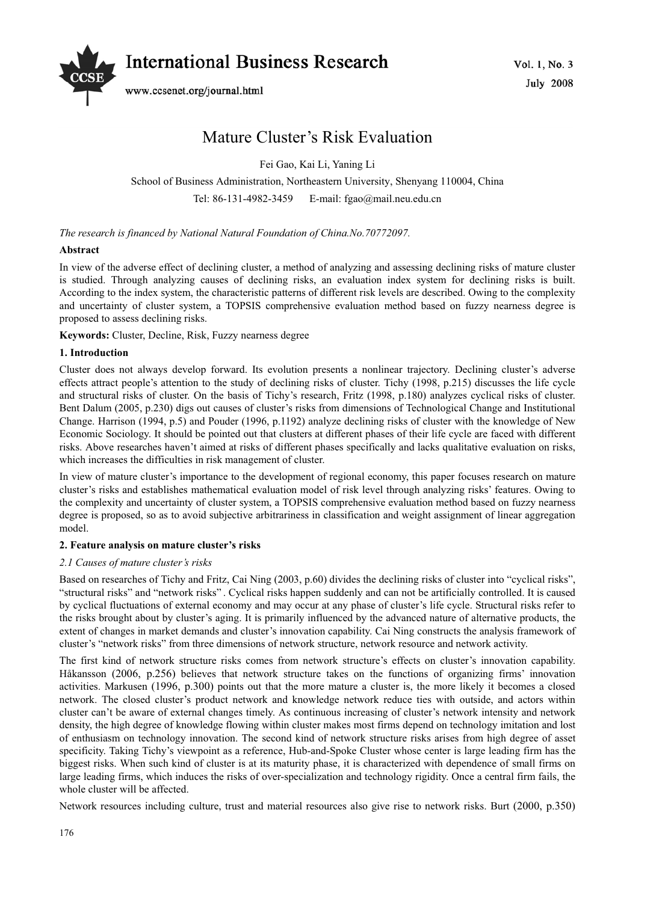# Mature Cluster's Risk Evaluation

Fei Gao, Kai Li, Yaning Li

School of Business Administration, Northeastern University, Shenyang 110004, China

Tel: 86-131-4982-3459 E-mail: fgao@mail.neu.edu.cn

*The research is financed by National Natural Foundation of China.No.70772097.*

**Abstract**

In view of the adverse effect of declining cluster, a method of analyzing and assessing declining risks of mature cluster is studied. Through analyzing causes of declining risks, an evaluation index system for declining risks is built. According to the index system, the characteristic patterns of different risk levels are described. Owing to the complexity and uncertainty of cluster system, a TOPSIS comprehensive evaluation method based on fuzzy nearness degree is proposed to assess declining risks.

**Keywords:** Cluster, Decline, Risk, Fuzzy nearness degree

## 1. Introduction

Cluster does not always develop forward. Its evolution presents a nonlinear trajectory. Declining cluster's adverse effects attract people's attention to the study of declining risks of cluster. Tichy (1998, p.215) discusses the life cycle and structural risks of cluster. On the basis of Tichy's research, Fritz (1998, p.180) analyzes cyclical risks of cluster. Bent Dalum (2005, p.230) digs out causes of cluster's risks from dimensions of Technological Change and Institutional Change. Harrison (1994, p.5) and Pouder (1996, p.1192) analyze declining risks of cluster with the knowledge of New Economic Sociology. It should be pointed out that clusters at different phases of their life cycle are faced with different risks. Above researches haven't aimed at risks of different phases specifically and lacks qualitative evaluation on risks, which increases the difficulties in risk management of cluster.

In view of mature cluster's importance to the development of regional economy, this paper focuses research on mature cluster's risks and establishes mathematical evaluation model of risk level through analyzing risks' features. Owing to the complexity and uncertainty of cluster system, a TOPSIS comprehensive evaluation method based on fuzzy nearness degree is proposed, so as to avoid subjective arbitrariness in classification and weight assignment of linear aggregation model.

## 2. Feature analysis on mature cluster's risks

### *2.1 Causes of mature cluster's risks*

Based on researches of Tichy and Fritz, Cai Ning (2003, p.60) divides the declining risks of cluster into "cyclical risks", "structural risks" and "network risks" . Cyclical risks happen suddenly and can not be artificially controlled. It is caused by cyclical fluctuations of external economy and may occur at any phase of cluster's life cycle. Structural risks refer to the risks brought about by cluster's aging. It is primarily influenced by the advanced nature of alternative products, the extent of changes in market demands and cluster's innovation capability. Cai Ning constructs the analysis framework of cluster's "network risks" from three dimensions of network structure, network resource and network activity.

The first kind of network structure risks comes from network structure's effects on cluster's innovation capability. Håkansson (2006, p.256) believes that network structure takes on the functions of organizing firms' innovation activities. Markusen (1996, p.300) points out that the more mature a cluster is, the more likely it becomes a closed network. The closed cluster's product network and knowledge network reduce ties with outside, and actors within cluster can't be aware of external changes timely. As continuous increasing of cluster's network intensity and network density, the high degree of knowledge flowing within cluster makes most firms depend on technology imitation and lost of enthusiasm on technology innovation. The second kind of network structure risks arises from high degree of asset specificity. Taking Tichy's viewpoint as a reference, Hub-and-Spoke Cluster whose center is large leading firm has the biggest risks. When such kind of cluster is at its maturity phase, it is characterized with dependence of small firms on large leading firms, which induces the risks of over-specialization and technology rigidity. Once a central firm fails, the whole cluster will be affected.

Network resources including culture, trust and material resources also give rise to network risks. Burt (2000, p.350)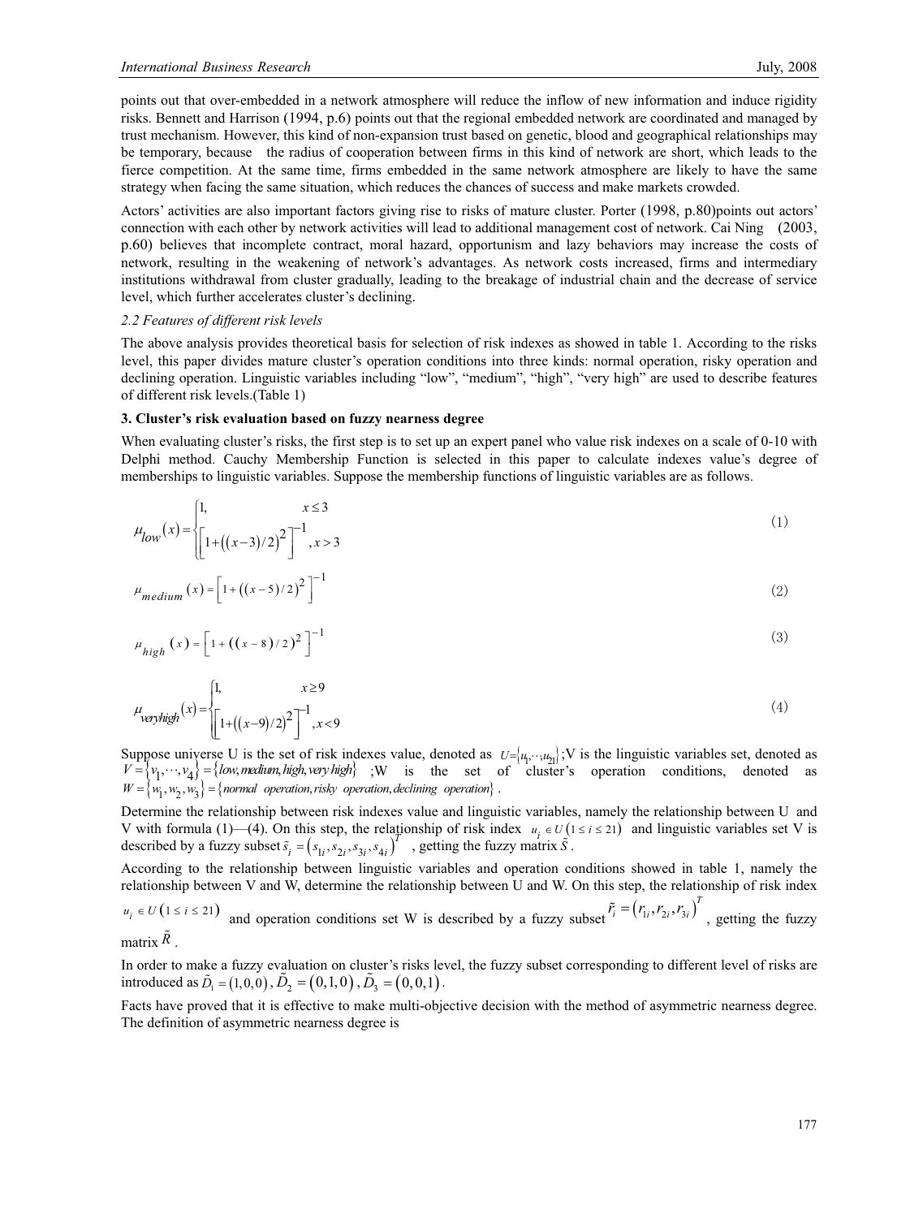points out that over-embedded in a network atmosphere will reduce the inflow of new information and induce rigidity risks. Bennett and Harrison (1994, p.6) points out that the regional embedded network are coordinated and managed by trust mechanism. However, this kind of non-expansion trust based on genetic, blood and geographical relationships may be temporary, because the radius of cooperation between firms in this kind of network are short, which leads to the fierce competition. At the same time, firms embedded in the same network atmosphere are likely to have the same strategy when facing the same situation, which reduces the chances of success and make markets crowded.

Actors' activities are also important factors giving rise to risks of mature cluster. Porter (1998, p.80)points out actors' connection with each other by network activities will lead to additional management cost of network. Cai Ning (2003, p.60) believes that incomplete contract, moral hazard, opportunism and lazy behaviors may increase the costs of network, resulting in the weakening of network's advantages. As network costs increased, firms and intermediary institutions withdrawal from cluster gradually, leading to the breakage of industrial chain and the decrease of service level, which further accelerates cluster's declining.

*2.2 Features of different risk levels*

The above analysis provides theoretical basis for selection of risk indexes as showed in table 1. According to the risks level, this paper divides mature cluster's operation conditions into three kinds: normal operation, risky operation and declining operation. Linguistic variables including "low", "medium", "high", "very high" are used to describe features of different risk levels.(Table 1)

**3. Cluster's risk evaluation based on fuzzy nearness degree**

When evaluating cluster's risks, the first step is to set up an expert panel who value risk indexes on a scale of 0-10 with Delphi method. Cauchy Membership Function is selected in this paper to calculate indexes value's degree of memberships to linguistic variables. Suppose the membership functions of linguistic variables are as follows.

$$\mu_{low}(x)=\begin{cases}1, & x\le 3\\ \left[1+\left((x-3)/2\right)^2\right]^{-1}, & x>3\end{cases} \tag{1}$$

$$\mu_{medium}(x)=\left[1+\left((x-5)/2\right)^2\right]^{-1} \tag{2}$$

$$\mu_{high}(x)=\left[1+\left((x-8)/2\right)^2\right]^{-1} \tag{3}$$

$$\mu_{veryhigh}(x)=\begin{cases}1, & x\ge 9\\ \left[1+\left((x-9)/2\right)^2\right]^{-1}, & x<9\end{cases} \tag{4}$$

Suppose universe U is the set of risk indexes value, denoted as $U=\{u_1,\cdots,u_{21}\}$;V is the linguistic variables set, denoted as $V=\{v_1,\cdots,v_4\}=\{low, medium, high, very\ high\}$ ;W is the set of cluster's operation conditions, denoted as $W=\{w_1,w_2,w_3\}=\{normal\ \ operation, risky\ \ operation, declining\ \ operation\}$.

Determine the relationship between risk indexes value and linguistic variables, namely the relationship between U and V with formula (1)—(4). On this step, the relationship of risk index $u_i\in U\,(1\le i\le 21)$ and linguistic variables set V is described by a fuzzy subset $\tilde{s}_i=\left(s_{1i},s_{2i},s_{3i},s_{4i}\right)^T$ , getting the fuzzy matrix $\tilde{S}$.

According to the relationship between linguistic variables and operation conditions showed in table 1, namely the relationship between V and W, determine the relationship between U and W. On this step, the relationship of risk index $u_i\in U\,(1\le i\le 21)$ and operation conditions set W is described by a fuzzy subset $\tilde{r}_i=\left(r_{1i},r_{2i},r_{3i}\right)^T$ , getting the fuzzy matrix $\tilde{R}$.

In order to make a fuzzy evaluation on cluster's risks level, the fuzzy subset corresponding to different level of risks are introduced as $\tilde{D}_1=(1,0,0)$, $\tilde{D}_2=(0,1,0)$, $\tilde{D}_3=(0,0,1)$.

Facts have proved that it is effective to make multi-objective decision with the method of asymmetric nearness degree. The definition of asymmetric nearness degree is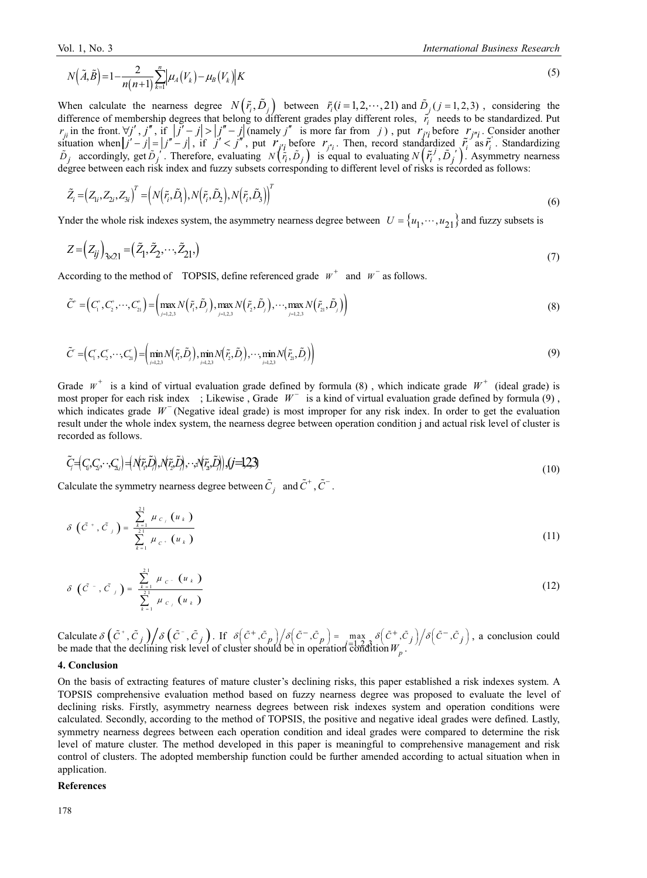$$N\left(\tilde{A},\tilde{B}\right)=1-\frac{2}{n(n+1)}\sum_{k=1}^{n}\left|\mu_A\left(V_k\right)-\mu_B\left(V_k\right)\right|K \tag{5}$$

When calculate the nearness degree $N\left(\tilde{r}_i,\tilde{D}_j\right)$ between $\tilde{r}_i(i=1,2,\cdots,21)$ and $\tilde{D}_j\ (j=1,2,3)$, considering the difference of membership degrees that belong to different grades play different roles, $\tilde{r}_i$ needs to be standardized. Put $r_{ji}$ in the front. $\forall j', j''$, if $\left|j'-j\right|>\left|j''-j\right|$ (namely $j''$ is more far from $j$), put $r_{j'i}$ before $r_{j''i}$. Consider another situation when $\left|j'-j\right|=\left|j''-j\right|$, if $j'<j''$, put $r_{j'i}$ before $r_{j''i}$. Then, record standardized $\tilde{r}_i$ as $\tilde{r}_i'$. Standardizing $\tilde{D}_j$ accordingly, get $\tilde{D}_j'$. Therefore, evaluating $N\left(\tilde{r}_i,\tilde{D}_j\right)$ is equal to evaluating $N\left(\tilde{r}_i^{j},\tilde{D}_j'\right)$. Asymmetry nearness degree between each risk index and fuzzy subsets corresponding to different level of risks is recorded as follows:

$$\tilde{Z}_i=\left(Z_{1i},Z_{2i},Z_{3i}\right)^T=\left(N\left(\tilde{r}_i,\tilde{D}_1\right),N\left(\tilde{r}_i,\tilde{D}_2\right),N\left(\tilde{r}_i,\tilde{D}_3\right)\right)^T \tag{6}$$

Ynder the whole risk indexes system, the asymmetry nearness degree between $U=\left\{u_1,\cdots,u_{21}\right\}$ and fuzzy subsets is

$$Z=\left(Z_{ij}\right)_{3\times 21}=\left(\tilde{Z}_1,\tilde{Z}_2,\cdots,\tilde{Z}_{21}\right) \tag{7}$$

According to the method of TOPSIS, define referenced grade $W^+$ and $W^-$ as follows.

$$\tilde{C}^+=\left(C_1^+,C_2^+,\cdots,C_{21}^+\right)=\left(\max_{j=1,2,3}N\left(\tilde{r}_1,\tilde{D}_j\right),\max_{j=1,2,3}N\left(\tilde{r}_2,\tilde{D}_j\right),\cdots,\max_{j=1,2,3}N\left(\tilde{r}_{21},\tilde{D}_j\right)\right) \tag{8}$$

$$\tilde{C}^-=\left(C_1^-,C_2^-,\cdots,C_{21}^-\right)=\left(\min_{j=1,2,3}N\left(\tilde{r}_1,\tilde{D}_j\right),\min_{j=1,2,3}N\left(\tilde{r}_2,\tilde{D}_j\right),\cdots,\min_{j=1,2,3}N\left(\tilde{r}_{21},\tilde{D}_j\right)\right) \tag{9}$$

Grade $W^+$ is a kind of virtual evaluation grade defined by formula (8), which indicate grade $W^+$ (ideal grade) is most proper for each risk index ; Likewise, Grade $W^-$ is a kind of virtual evaluation grade defined by formula (9), which indicates grade $W^-$ (Negative ideal grade) is most improper for any risk index. In order to get the evaluation result under the whole index system, the nearness degree between operation condition j and actual risk level of cluster is recorded as follows.

$$\tilde{C}_j=\left(C_{1j},C_{2j},\cdots,C_{21j}\right)=\left(N\left(\tilde{r}_1,\tilde{D}_j\right),N\left(\tilde{r}_2,\tilde{D}_j\right),\cdots,N\left(\tilde{r}_{21},\tilde{D}_j\right)\right),(j=1,2,3) \tag{10}$$

Calculate the symmetry nearness degree between $\tilde{C}_j$ and $\tilde{C}^+$, $\tilde{C}^-$.

$$\delta\left(\tilde{C}^+,\tilde{C}_j\right)=\frac{\sum_{k=1}^{21}\mu_{C_j}\left(u_k\right)}{\sum_{k=1}^{21}\mu_{C^+}\left(u_k\right)} \tag{11}$$

$$\delta\left(\tilde{C}^-,\tilde{C}_j\right)=\frac{\sum_{k=1}^{21}\mu_{C^-}\left(u_k\right)}{\sum_{k=1}^{21}\mu_{C_j}\left(u_k\right)} \tag{12}$$

Calculate $\delta\left(\tilde{C}^+,\tilde{C}_j\right)\Big/\delta\left(\tilde{C}^-,\tilde{C}_j\right)$. If $\delta\left(\tilde{C}^+,\tilde{C}_p\right)\Big/\delta\left(\tilde{C}^-,\tilde{C}_p\right)=\max\limits_{j=1,2,3}\delta\left(\tilde{C}^+,\tilde{C}_j\right)\Big/\delta\left(\tilde{C}^-,\tilde{C}_j\right)$, a conclusion could be made that the declining risk level of cluster should be in operation condition $W_p$.

## 4. Conclusion

On the basis of extracting features of mature cluster's declining risks, this paper established a risk indexes system. A TOPSIS comprehensive evaluation method based on fuzzy nearness degree was proposed to evaluate the level of declining risks. Firstly, asymmetry nearness degrees between risk indexes system and operation conditions were calculated. Secondly, according to the method of TOPSIS, the positive and negative ideal grades were defined. Lastly, symmetry nearness degrees between each operation condition and ideal grades were compared to determine the risk level of mature cluster. The method developed in this paper is meaningful to comprehensive management and risk control of clusters. The adopted membership function could be further amended according to actual situation when in application.

## References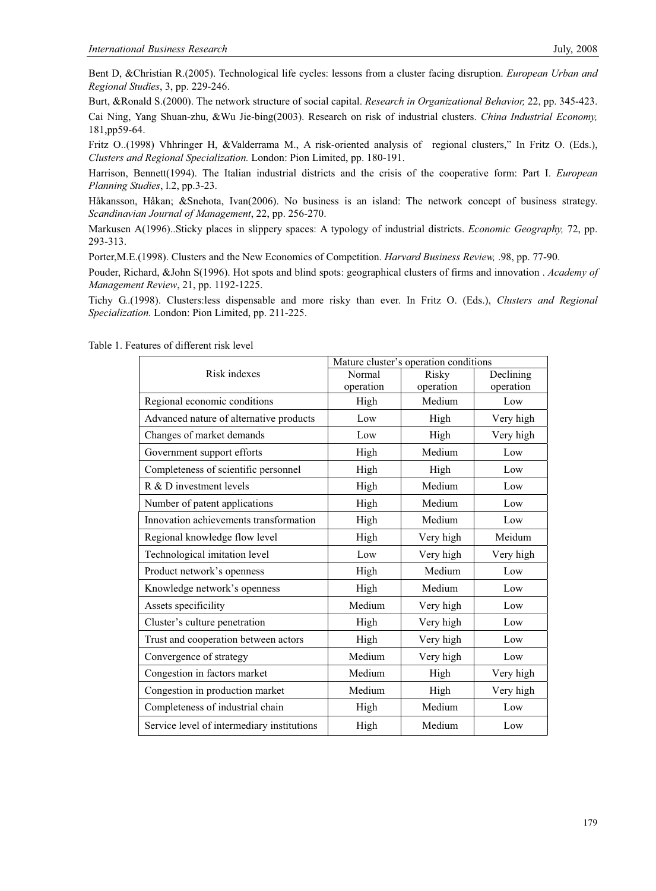Bent D, &Christian R.(2005). Technological life cycles: lessons from a cluster facing disruption. *European Urban and Regional Studies*, 3, pp. 229-246.

Burt, &Ronald S.(2000). The network structure of social capital. *Research in Organizational Behavior,* 22, pp. 345-423.

Cai Ning, Yang Shuan-zhu, &Wu Jie-bing(2003). Research on risk of industrial clusters. *China Industrial Economy,* 181,pp59-64.

Fritz O..(1998) Vhhringer H, &Valderrama M., A risk-oriented analysis of regional clusters," In Fritz O. (Eds.), *Clusters and Regional Specialization.* London: Pion Limited, pp. 180-191.

Harrison, Bennett(1994). The Italian industrial districts and the crisis of the cooperative form: Part I. *European Planning Studies*, l.2, pp.3-23.

Håkansson, Håkan; &Snehota, Ivan(2006). No business is an island: The network concept of business strategy. *Scandinavian Journal of Management*, 22, pp. 256-270.

Markusen A(1996)..Sticky places in slippery spaces: A typology of industrial districts. *Economic Geography,* 72, pp. 293-313.

Porter,M.E.(1998). Clusters and the New Economics of Competition. *Harvard Business Review,* .98, pp. 77-90.

Pouder, Richard, &John S(1996). Hot spots and blind spots: geographical clusters of firms and innovation . *Academy of Management Review*, 21, pp. 1192-1225.

Tichy G.(1998). Clusters:less dispensable and more risky than ever. In Fritz O. (Eds.), *Clusters and Regional Specialization.* London: Pion Limited, pp. 211-225.

Table 1. Features of different risk level

| Risk indexes | Mature cluster's operation conditions | | |
|---|---|---|---|
| | Normal operation | Risky operation | Declining operation |
| Regional economic conditions | High | Medium | Low |
| Advanced nature of alternative products | Low | High | Very high |
| Changes of market demands | Low | High | Very high |
| Government support efforts | High | Medium | Low |
| Completeness of scientific personnel | High | High | Low |
| R & D investment levels | High | Medium | Low |
| Number of patent applications | High | Medium | Low |
| Innovation achievements transformation | High | Medium | Low |
| Regional knowledge flow level | High | Very high | Meidum |
| Technological imitation level | Low | Very high | Very high |
| Product network's openness | High | Medium | Low |
| Knowledge network's openness | High | Medium | Low |
| Assets specificility | Medium | Very high | Low |
| Cluster's culture penetration | High | Very high | Low |
| Trust and cooperation between actors | High | Very high | Low |
| Convergence of strategy | Medium | Very high | Low |
| Congestion in factors market | Medium | High | Very high |
| Congestion in production market | Medium | High | Very high |
| Completeness of industrial chain | High | Medium | Low |
| Service level of intermediary institutions | High | Medium | Low |